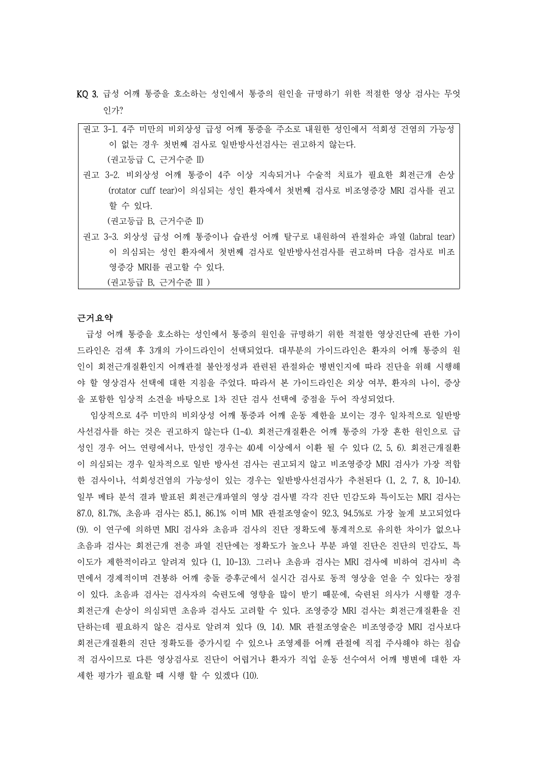**KQ 3.** 급성 어깨 통증을 호소하는 성인에서 통증의 원인을 규명하기 위한 적절한 영상 검사는 무엇인가?

> 권고 3-1. 4주 미만의 비외상성 급성 어깨 통증을 주소로 내원한 성인에서 석회성 건염의 가능성이 없는 경우 첫번째 검사로 일반방사선검사는 권고하지 않는다.
> (권고등급 C, 근거수준 Ⅱ)
>
> 권고 3-2. 비외상성 어깨 통증이 4주 이상 지속되거나 수술적 치료가 필요한 회전근개 손상(rotator cuff tear)이 의심되는 성인 환자에서 첫번째 검사로 비조영증강 MRI 검사를 권고할 수 있다.
> (권고등급 B, 근거수준 Ⅱ)
>
> 권고 3-3. 외상성 급성 어깨 통증이나 습관성 어깨 탈구로 내원하여 관절와순 파열 (labral tear)이 의심되는 성인 환자에서 첫번째 검사로 일반방사선검사를 권고하며 다음 검사로 비조영증강 MRI를 권고할 수 있다.
> (권고등급 B, 근거수준 Ⅲ )

**근거요약**

급성 어깨 통증을 호소하는 성인에서 통증의 원인을 규명하기 위한 적절한 영상진단에 관한 가이드라인은 검색 후 3개의 가이드라인이 선택되었다. 대부분의 가이드라인은 환자의 어깨 통증의 원인이 회전근개질환인지 어깨관절 불안정성과 관련된 관절와순 병변인지에 따라 진단을 위해 시행해야 할 영상검사 선택에 대한 지침을 주었다. 따라서 본 가이드라인은 외상 여부, 환자의 나이, 증상을 포함한 임상적 소견을 바탕으로 1차 진단 검사 선택에 중점을 두어 작성되었다.

임상적으로 4주 미만의 비외상성 어깨 통증과 어깨 운동 제한을 보이는 경우 일차적으로 일반방사선검사를 하는 것은 권고하지 않는다 (1-4). 회전근개질환은 어깨 통증의 가장 흔한 원인으로 급성인 경우 어느 연령에서나, 만성인 경우는 40세 이상에서 이환 될 수 있다 (2, 5, 6). 회전근개질환이 의심되는 경우 일차적으로 일반 방사선 검사는 권고되지 않고 비조영증강 MRI 검사가 가장 적합한 검사이나, 석회성건염의 가능성이 있는 경우는 일반방사선검사가 추천된다 (1, 2, 7, 8, 10-14). 일부 메타 분석 결과 발표된 회전근개파열의 영상 검사별 각각 진단 민감도와 특이도는 MRI 검사는 87.0, 81.7%, 초음파 검사는 85.1, 86.1% 이며 MR 관절조영술이 92.3, 94.5%로 가장 높게 보고되었다 (9). 이 연구에 의하면 MRI 검사와 초음파 검사의 진단 정확도에 통계적으로 유의한 차이가 없으나 초음파 검사는 회전근개 전층 파열 진단에는 정확도가 높으나 부분 파열 진단은 진단의 민감도, 특이도가 제한적이라고 알려져 있다 (1, 10-13). 그러나 초음파 검사는 MRI 검사에 비하여 검사비 측면에서 경제적이며 견봉하 어깨 충돌 증후군에서 실시간 검사로 동적 영상을 얻을 수 있다는 장점이 있다. 초음파 검사는 검사자의 숙련도에 영향을 많이 받기 때문에, 숙련된 의사가 시행할 경우 회전근개 손상이 의심되면 초음파 검사도 고려할 수 있다. 조영증강 MRI 검사는 회전근개질환을 진단하는데 필요하지 않은 검사로 알려져 있다 (9, 14). MR 관절조영술은 비조영증강 MRI 검사보다 회전근개질환의 진단 정확도를 증가시킬 수 있으나 조영제를 어깨 관절에 직접 주사해야 하는 침습적 검사이므로 다른 영상검사로 진단이 어렵거나 환자가 직업 운동 선수여서 어깨 병변에 대한 자세한 평가가 필요할 때 시행 할 수 있겠다 (10).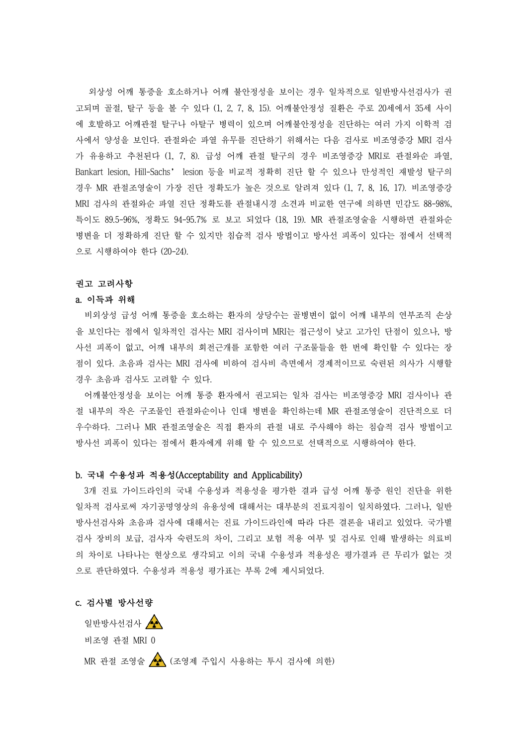외상성 어깨 통증을 호소하거나 어깨 불안정성을 보이는 경우 일차적으로 일반방사선검사가 권고되며 골절, 탈구 등을 볼 수 있다 (1, 2, 7, 8, 15). 어깨불안정성 질환은 주로 20세에서 35세 사이에 호발하고 어깨관절 탈구나 아탈구 병력이 있으며 어깨불안정성을 진단하는 여러 가지 이학적 검사에서 양성을 보인다. 관절와순 파열 유무를 진단하기 위해서는 다음 검사로 비조영증강 MRI 검사가 유용하고 추천된다 (1, 7, 8). 급성 어깨 관절 탈구의 경우 비조영증강 MRI로 관절와순 파열, Bankart lesion, Hill-Sachs' lesion 등을 비교적 정확히 진단 할 수 있으나 만성적인 재발성 탈구의 경우 MR 관절조영술이 가장 진단 정확도가 높은 것으로 알려져 있다 (1, 7, 8, 16, 17). 비조영증강 MRI 검사의 관절와순 파열 진단 정확도를 관절내시경 소견과 비교한 연구에 의하면 민감도 88-98%, 특이도 89.5-96%, 정확도 94-95.7% 로 보고 되었다 (18, 19). MR 관절조영술을 시행하면 관절와순 병변을 더 정확하게 진단 할 수 있지만 침습적 검사 방법이고 방사선 피폭이 있다는 점에서 선택적으로 시행하여야 한다 (20-24).

### 권고 고려사항

#### a. 이득과 위해

비외상성 급성 어깨 통증을 호소하는 환자의 상당수는 골병변이 없이 어깨 내부의 연부조직 손상을 보인다는 점에서 일차적인 검사는 MRI 검사이며 MRI는 접근성이 낮고 고가인 단점이 있으나, 방사선 피폭이 없고, 어깨 내부의 회전근개를 포함한 여러 구조물들을 한 번에 확인할 수 있다는 장점이 있다. 초음파 검사는 MRI 검사에 비하여 검사비 측면에서 경제적이므로 숙련된 의사가 시행할 경우 초음파 검사도 고려할 수 있다.

어깨불안정성을 보이는 어깨 통증 환자에서 권고되는 일차 검사는 비조영증강 MRI 검사이나 관절 내부의 작은 구조물인 관절와순이나 인대 병변을 확인하는데 MR 관절조영술이 진단적으로 더 우수하다. 그러나 MR 관절조영술은 직접 환자의 관절 내로 주사해야 하는 침습적 검사 방법이고 방사선 피폭이 있다는 점에서 환자에게 위해 할 수 있으므로 선택적으로 시행하여야 한다.

#### b. 국내 수용성과 적용성(Acceptability and Applicability)

3개 진료 가이드라인의 국내 수용성과 적용성을 평가한 결과 급성 어깨 통증 원인 진단을 위한 일차적 검사로써 자기공명영상의 유용성에 대해서는 대부분의 진료지침이 일치하였다. 그러나, 일반방사선검사와 초음파 검사에 대해서는 진료 가이드라인에 따라 다른 결론을 내리고 있었다. 국가별 검사 장비의 보급, 검사자 숙련도의 차이, 그리고 보험 적용 여부 및 검사로 인해 발생하는 의료비의 차이로 나타나는 현상으로 생각되고 이의 국내 수용성과 적용성은 평가결과 큰 무리가 없는 것으로 판단하였다. 수용성과 적용성 평가표는 부록 2에 제시되었다.

#### c. 검사별 방사선량

일반방사선검사 ☢

비조영 관절 MRI 0

MR 관절 조영술 ☢ (조영제 주입시 사용하는 투시 검사에 의한)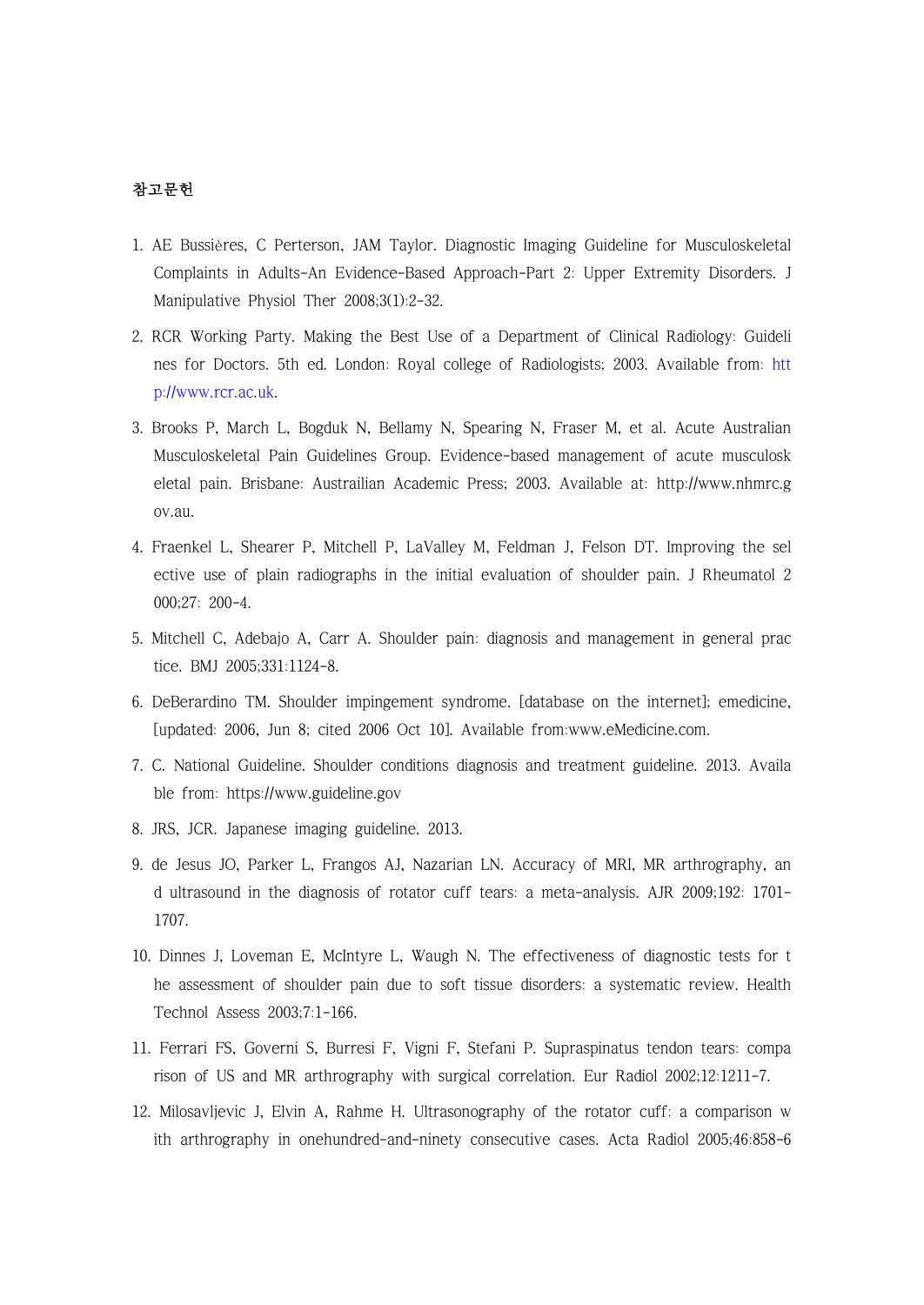### 참고문헌

1. AE Bussières, C Perterson, JAM Taylor. Diagnostic Imaging Guideline for Musculoskeletal Complaints in Adults-An Evidence-Based Approach-Part 2: Upper Extremity Disorders. J Manipulative Physiol Ther 2008;3(1):2-32.
2. RCR Working Party. Making the Best Use of a Department of Clinical Radiology: Guidelines for Doctors. 5th ed. London: Royal college of Radiologists; 2003. Available from: http://www.rcr.ac.uk.
3. Brooks P, March L, Bogduk N, Bellamy N, Spearing N, Fraser M, et al. Acute Australian Musculoskeletal Pain Guidelines Group. Evidence-based management of acute musculoskeletal pain. Brisbane: Austrailian Academic Press; 2003. Available at: http://www.nhmrc.gov.au.
4. Fraenkel L, Shearer P, Mitchell P, LaValley M, Feldman J, Felson DT. Improving the selective use of plain radiographs in the initial evaluation of shoulder pain. J Rheumatol 2000;27: 200-4.
5. Mitchell C, Adebajo A, Carr A. Shoulder pain: diagnosis and management in general practice. BMJ 2005;331:1124-8.
6. DeBerardino TM. Shoulder impingement syndrome. [database on the internet]; emedicine, [updated: 2006, Jun 8; cited 2006 Oct 10]. Available from:www.eMedicine.com.
7. C. National Guideline. Shoulder conditions diagnosis and treatment guideline. 2013. Available from: https://www.guideline.gov
8. JRS, JCR. Japanese imaging guideline. 2013.
9. de Jesus JO, Parker L, Frangos AJ, Nazarian LN. Accuracy of MRI, MR arthrography, and ultrasound in the diagnosis of rotator cuff tears: a meta-analysis. AJR 2009;192: 1701-1707.
10. Dinnes J, Loveman E, McIntyre L, Waugh N. The effectiveness of diagnostic tests for the assessment of shoulder pain due to soft tissue disorders: a systematic review. Health Technol Assess 2003;7:1-166.
11. Ferrari FS, Governi S, Burresi F, Vigni F, Stefani P. Supraspinatus tendon tears: comparison of US and MR arthrography with surgical correlation. Eur Radiol 2002;12:1211-7.
12. Milosavljevic J, Elvin A, Rahme H. Ultrasonography of the rotator cuff: a comparison with arthrography in onehundred-and-ninety consecutive cases. Acta Radiol 2005;46:858-6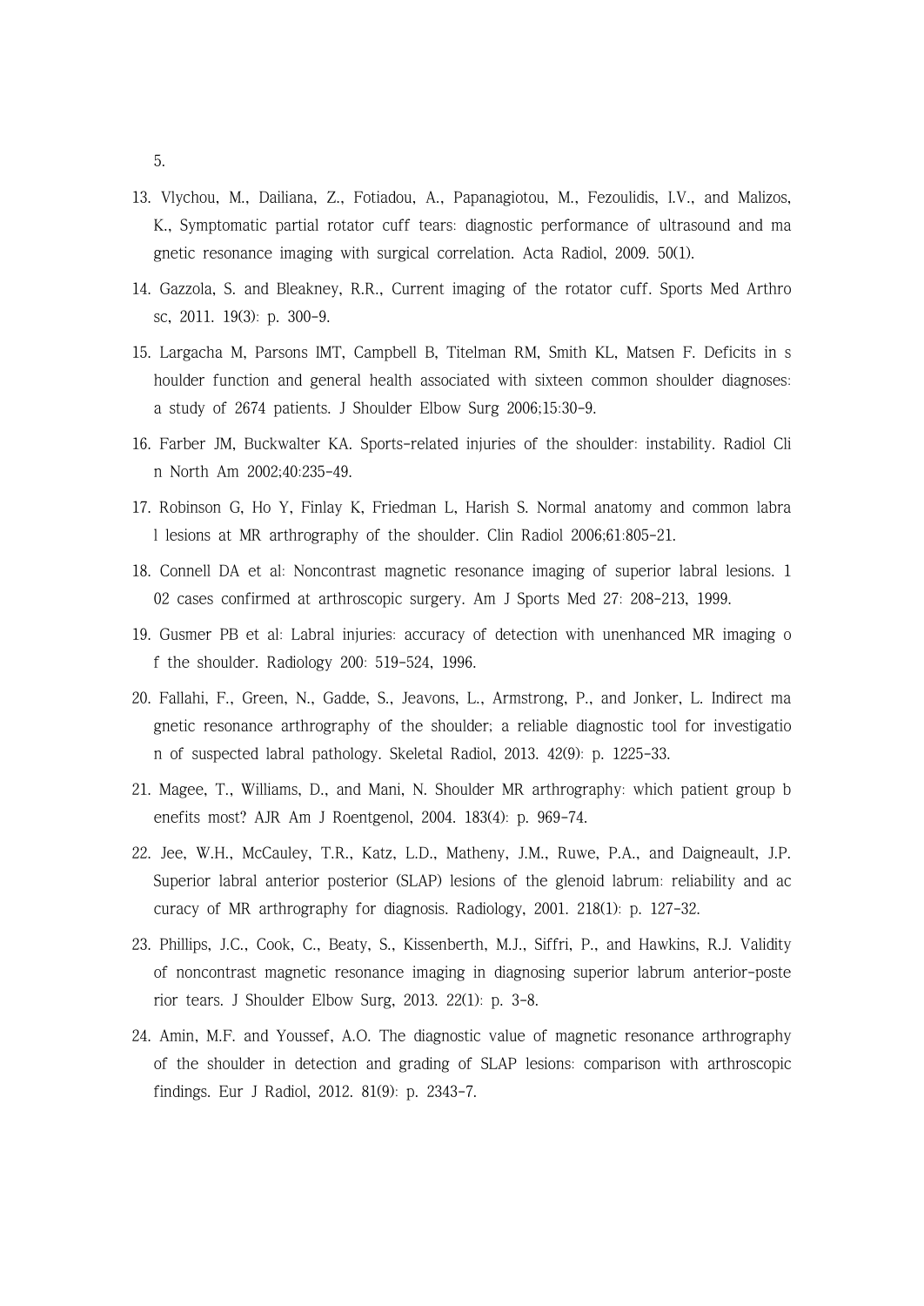5.

13. Vlychou, M., Dailiana, Z., Fotiadou, A., Papanagiotou, M., Fezoulidis, I.V., and Malizos, K., Symptomatic partial rotator cuff tears: diagnostic performance of ultrasound and magnetic resonance imaging with surgical correlation. Acta Radiol, 2009. 50(1).
14. Gazzola, S. and Bleakney, R.R., Current imaging of the rotator cuff. Sports Med Arthrosc, 2011. 19(3): p. 300-9.
15. Largacha M, Parsons IMT, Campbell B, Titelman RM, Smith KL, Matsen F. Deficits in shoulder function and general health associated with sixteen common shoulder diagnoses: a study of 2674 patients. J Shoulder Elbow Surg 2006;15:30-9.
16. Farber JM, Buckwalter KA. Sports-related injuries of the shoulder: instability. Radiol Clin North Am 2002;40:235-49.
17. Robinson G, Ho Y, Finlay K, Friedman L, Harish S. Normal anatomy and common labral lesions at MR arthrography of the shoulder. Clin Radiol 2006;61:805-21.
18. Connell DA et al: Noncontrast magnetic resonance imaging of superior labral lesions. 102 cases confirmed at arthroscopic surgery. Am J Sports Med 27: 208-213, 1999.
19. Gusmer PB et al: Labral injuries: accuracy of detection with unenhanced MR imaging of the shoulder. Radiology 200: 519-524, 1996.
20. Fallahi, F., Green, N., Gadde, S., Jeavons, L., Armstrong, P., and Jonker, L. Indirect magnetic resonance arthrography of the shoulder; a reliable diagnostic tool for investigation of suspected labral pathology. Skeletal Radiol, 2013. 42(9): p. 1225-33.
21. Magee, T., Williams, D., and Mani, N. Shoulder MR arthrography: which patient group benefits most? AJR Am J Roentgenol, 2004. 183(4): p. 969-74.
22. Jee, W.H., McCauley, T.R., Katz, L.D., Matheny, J.M., Ruwe, P.A., and Daigneault, J.P. Superior labral anterior posterior (SLAP) lesions of the glenoid labrum: reliability and accuracy of MR arthrography for diagnosis. Radiology, 2001. 218(1): p. 127-32.
23. Phillips, J.C., Cook, C., Beaty, S., Kissenberth, M.J., Siffri, P., and Hawkins, R.J. Validity of noncontrast magnetic resonance imaging in diagnosing superior labrum anterior-posterior tears. J Shoulder Elbow Surg, 2013. 22(1): p. 3-8.
24. Amin, M.F. and Youssef, A.O. The diagnostic value of magnetic resonance arthrography of the shoulder in detection and grading of SLAP lesions: comparison with arthroscopic findings. Eur J Radiol, 2012. 81(9): p. 2343-7.